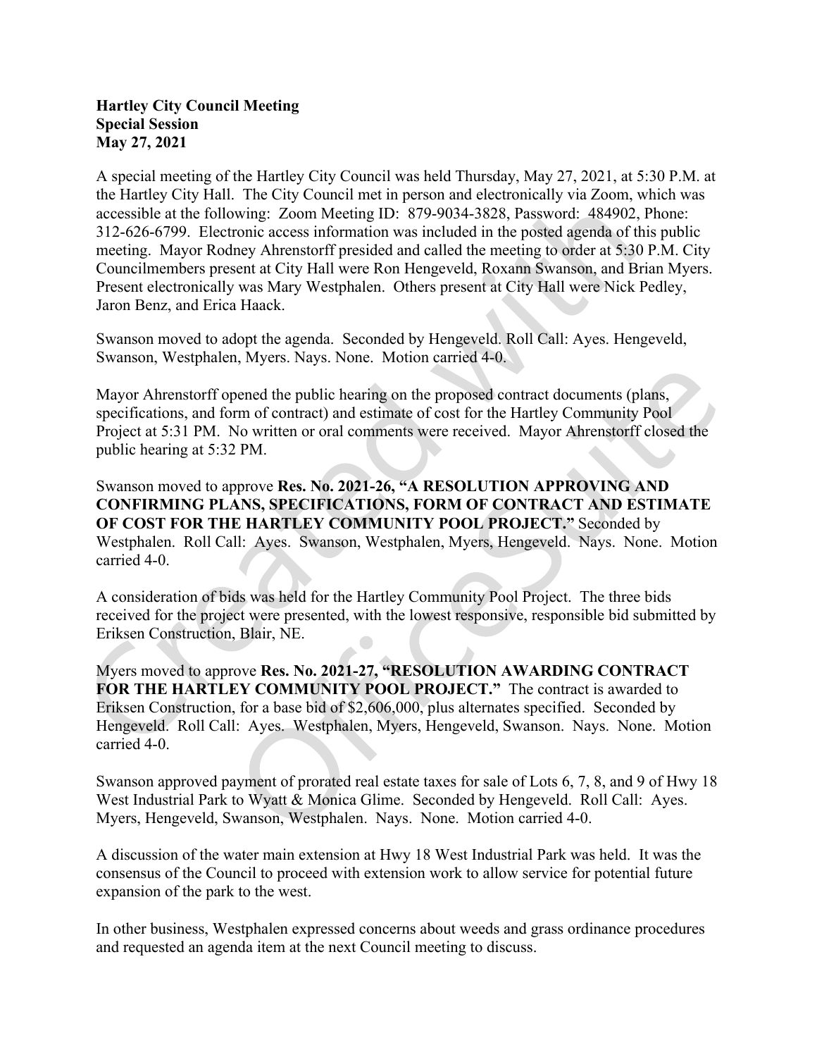**Hartley City Council Meeting**
**Special Session**
**May 27, 2021**

A special meeting of the Hartley City Council was held Thursday, May 27, 2021, at 5:30 P.M. at the Hartley City Hall. The City Council met in person and electronically via Zoom, which was accessible at the following: Zoom Meeting ID: 879-9034-3828, Password: 484902, Phone: 312-626-6799. Electronic access information was included in the posted agenda of this public meeting. Mayor Rodney Ahrenstorff presided and called the meeting to order at 5:30 P.M. City Councilmembers present at City Hall were Ron Hengeveld, Roxann Swanson, and Brian Myers. Present electronically was Mary Westphalen. Others present at City Hall were Nick Pedley, Jaron Benz, and Erica Haack.

Swanson moved to adopt the agenda. Seconded by Hengeveld. Roll Call: Ayes. Hengeveld, Swanson, Westphalen, Myers. Nays. None. Motion carried 4-0.

Mayor Ahrenstorff opened the public hearing on the proposed contract documents (plans, specifications, and form of contract) and estimate of cost for the Hartley Community Pool Project at 5:31 PM. No written or oral comments were received. Mayor Ahrenstorff closed the public hearing at 5:32 PM.

Swanson moved to approve **Res. No. 2021-26, "A RESOLUTION APPROVING AND CONFIRMING PLANS, SPECIFICATIONS, FORM OF CONTRACT AND ESTIMATE OF COST FOR THE HARTLEY COMMUNITY POOL PROJECT."** Seconded by Westphalen. Roll Call: Ayes. Swanson, Westphalen, Myers, Hengeveld. Nays. None. Motion carried 4-0.

A consideration of bids was held for the Hartley Community Pool Project. The three bids received for the project were presented, with the lowest responsive, responsible bid submitted by Eriksen Construction, Blair, NE.

Myers moved to approve **Res. No. 2021-27, "RESOLUTION AWARDING CONTRACT FOR THE HARTLEY COMMUNITY POOL PROJECT."** The contract is awarded to Eriksen Construction, for a base bid of $2,606,000, plus alternates specified. Seconded by Hengeveld. Roll Call: Ayes. Westphalen, Myers, Hengeveld, Swanson. Nays. None. Motion carried 4-0.

Swanson approved payment of prorated real estate taxes for sale of Lots 6, 7, 8, and 9 of Hwy 18 West Industrial Park to Wyatt & Monica Glime. Seconded by Hengeveld. Roll Call: Ayes. Myers, Hengeveld, Swanson, Westphalen. Nays. None. Motion carried 4-0.

A discussion of the water main extension at Hwy 18 West Industrial Park was held. It was the consensus of the Council to proceed with extension work to allow service for potential future expansion of the park to the west.

In other business, Westphalen expressed concerns about weeds and grass ordinance procedures and requested an agenda item at the next Council meeting to discuss.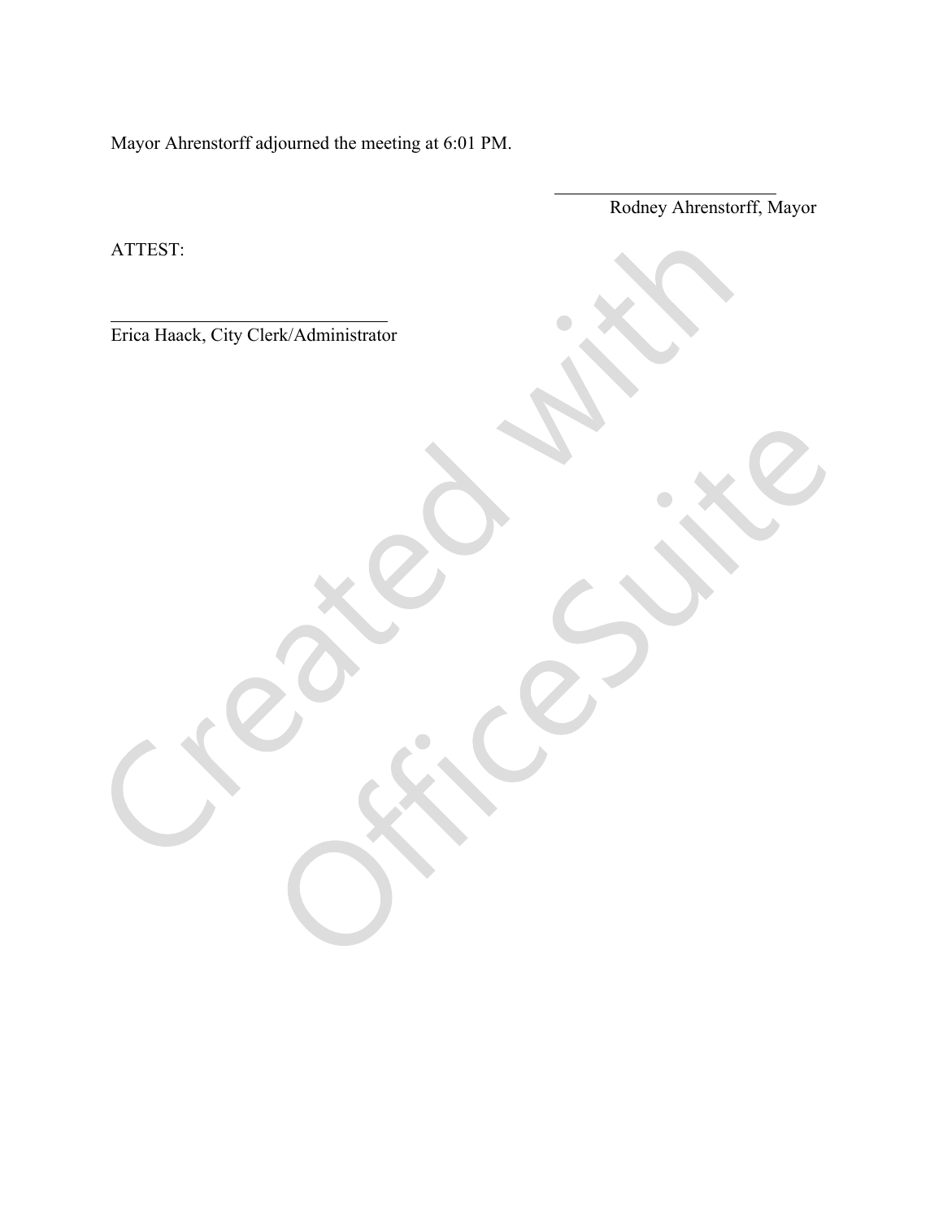Mayor Ahrenstorff adjourned the meeting at 6:01 PM.

\_\_\_\_\_\_\_\_\_\_\_\_\_\_\_\_\_\_\_\_\_\_\_\_\_\_
Rodney Ahrenstorff, Mayor

ATTEST:

\_\_\_\_\_\_\_\_\_\_\_\_\_\_\_\_\_\_\_\_\_\_\_\_\_\_\_\_\_\_\_\_
Erica Haack, City Clerk/Administrator